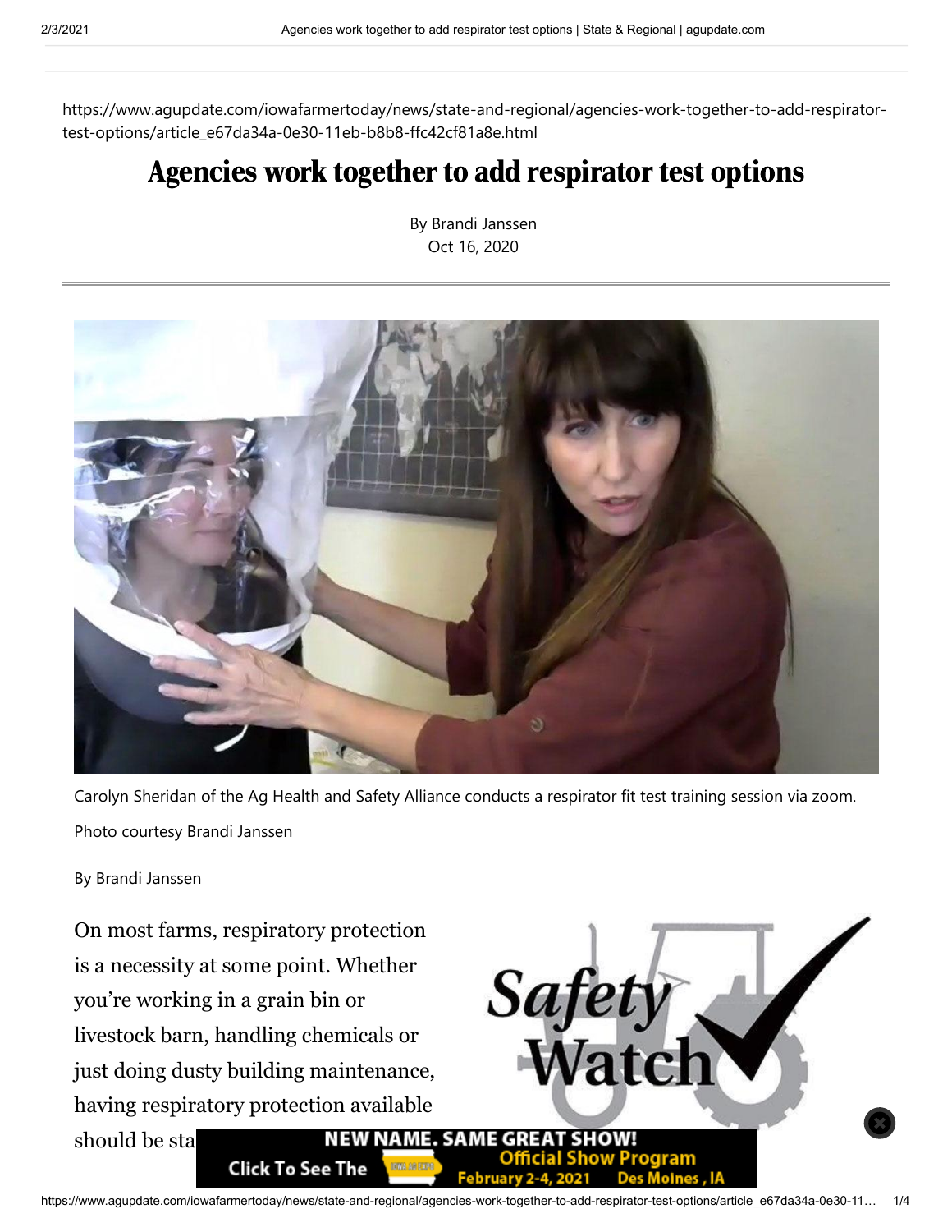https://www.agupdate.com/iowafarmertoday/news/state-and-regional/agencies-work-together-to-add-respirator-test-options/article_e67da34a-0e30-11eb-b8b8-ffc42cf81a8e.html

# Agencies work together to add respirator test options

By Brandi Janssen
Oct 16, 2020

Carolyn Sheridan of the Ag Health and Safety Alliance conducts a respirator fit test training session via zoom.

Photo courtesy Brandi Janssen

By Brandi Janssen

On most farms, respiratory protection is a necessity at some point. Whether you're working in a grain bin or livestock barn, handling chemicals or just doing dusty building maintenance, having respiratory protection available should be sta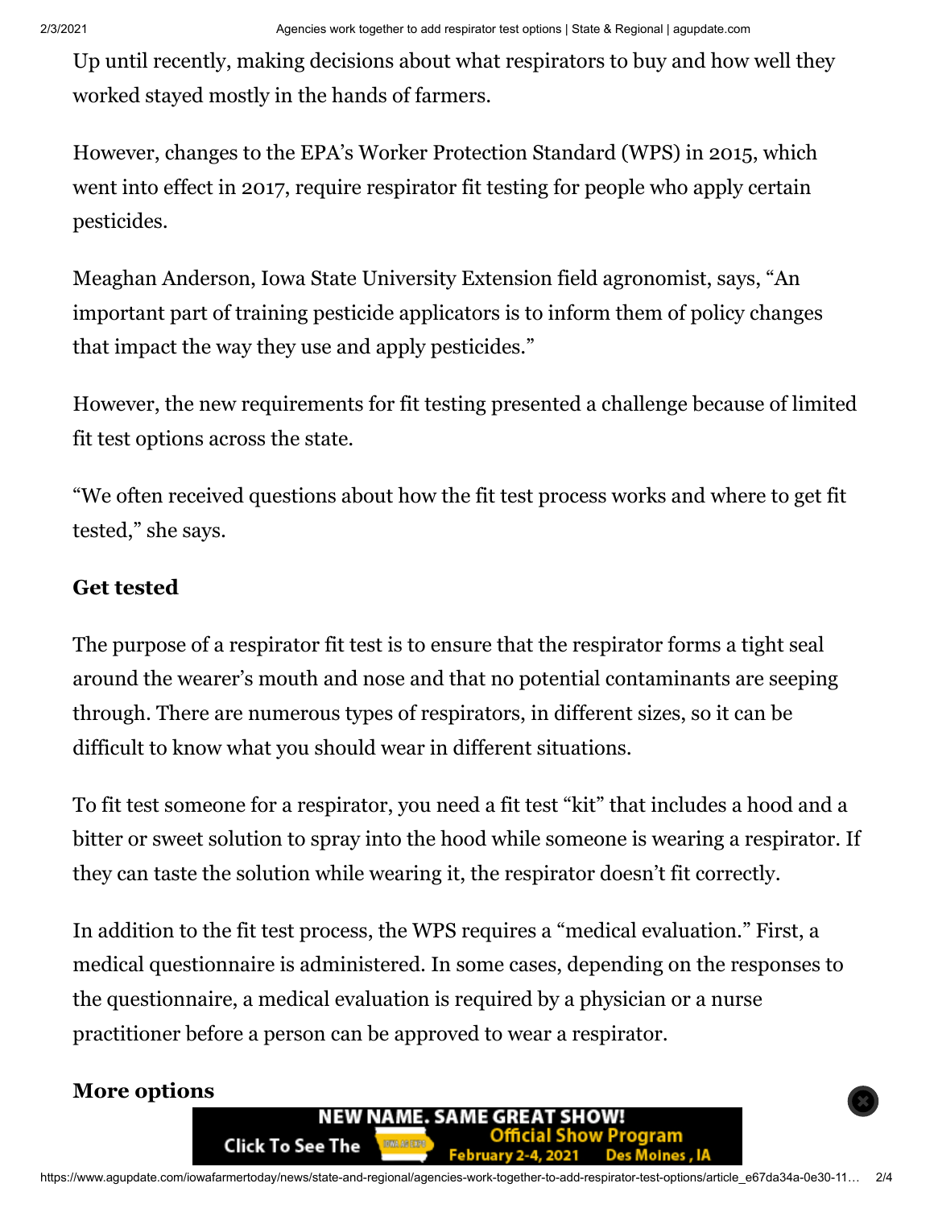Up until recently, making decisions about what respirators to buy and how well they worked stayed mostly in the hands of farmers.

However, changes to the EPA's Worker Protection Standard (WPS) in 2015, which went into effect in 2017, require respirator fit testing for people who apply certain pesticides.

Meaghan Anderson, Iowa State University Extension field agronomist, says, "An important part of training pesticide applicators is to inform them of policy changes that impact the way they use and apply pesticides."

However, the new requirements for fit testing presented a challenge because of limited fit test options across the state.

"We often received questions about how the fit test process works and where to get fit tested," she says.

### Get tested

The purpose of a respirator fit test is to ensure that the respirator forms a tight seal around the wearer's mouth and nose and that no potential contaminants are seeping through. There are numerous types of respirators, in different sizes, so it can be difficult to know what you should wear in different situations.

To fit test someone for a respirator, you need a fit test "kit" that includes a hood and a bitter or sweet solution to spray into the hood while someone is wearing a respirator. If they can taste the solution while wearing it, the respirator doesn't fit correctly.

In addition to the fit test process, the WPS requires a "medical evaluation." First, a medical questionnaire is administered. In some cases, depending on the responses to the questionnaire, a medical evaluation is required by a physician or a nurse practitioner before a person can be approved to wear a respirator.

### More options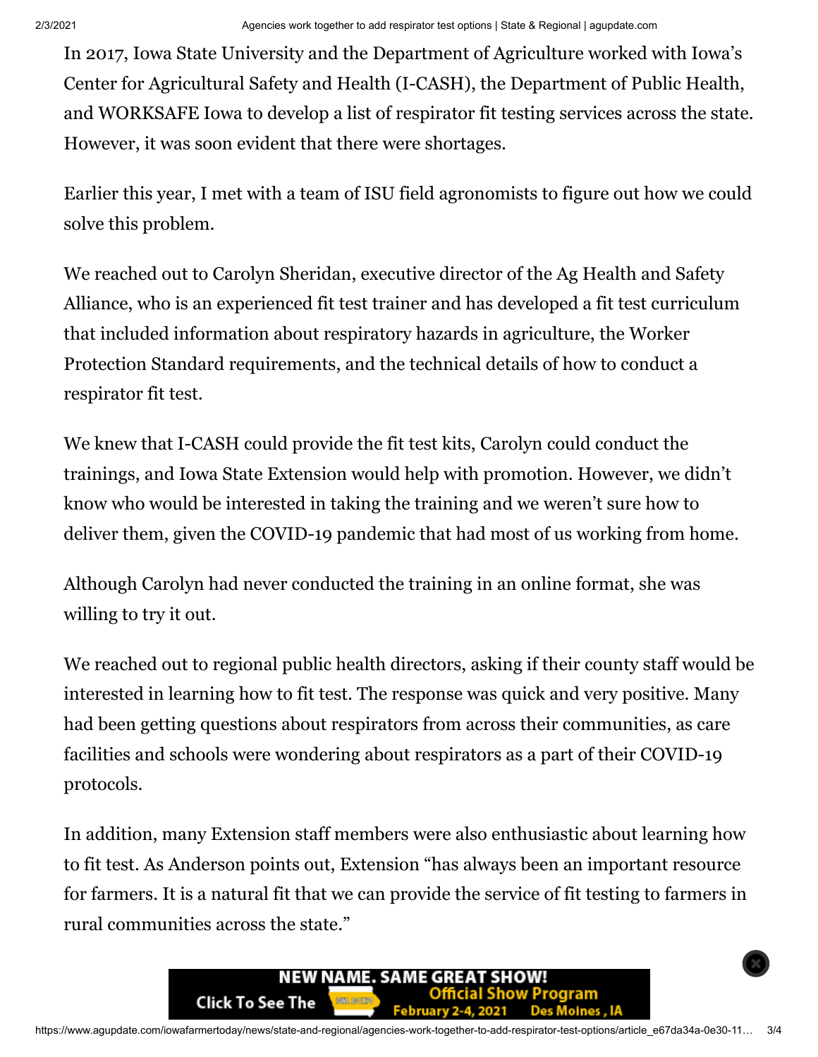In 2017, Iowa State University and the Department of Agriculture worked with Iowa's Center for Agricultural Safety and Health (I-CASH), the Department of Public Health, and WORKSAFE Iowa to develop a list of respirator fit testing services across the state. However, it was soon evident that there were shortages.

Earlier this year, I met with a team of ISU field agronomists to figure out how we could solve this problem.

We reached out to Carolyn Sheridan, executive director of the Ag Health and Safety Alliance, who is an experienced fit test trainer and has developed a fit test curriculum that included information about respiratory hazards in agriculture, the Worker Protection Standard requirements, and the technical details of how to conduct a respirator fit test.

We knew that I-CASH could provide the fit test kits, Carolyn could conduct the trainings, and Iowa State Extension would help with promotion. However, we didn't know who would be interested in taking the training and we weren't sure how to deliver them, given the COVID-19 pandemic that had most of us working from home.

Although Carolyn had never conducted the training in an online format, she was willing to try it out.

We reached out to regional public health directors, asking if their county staff would be interested in learning how to fit test. The response was quick and very positive. Many had been getting questions about respirators from across their communities, as care facilities and schools were wondering about respirators as a part of their COVID-19 protocols.

In addition, many Extension staff members were also enthusiastic about learning how to fit test. As Anderson points out, Extension "has always been an important resource for farmers. It is a natural fit that we can provide the service of fit testing to farmers in rural communities across the state."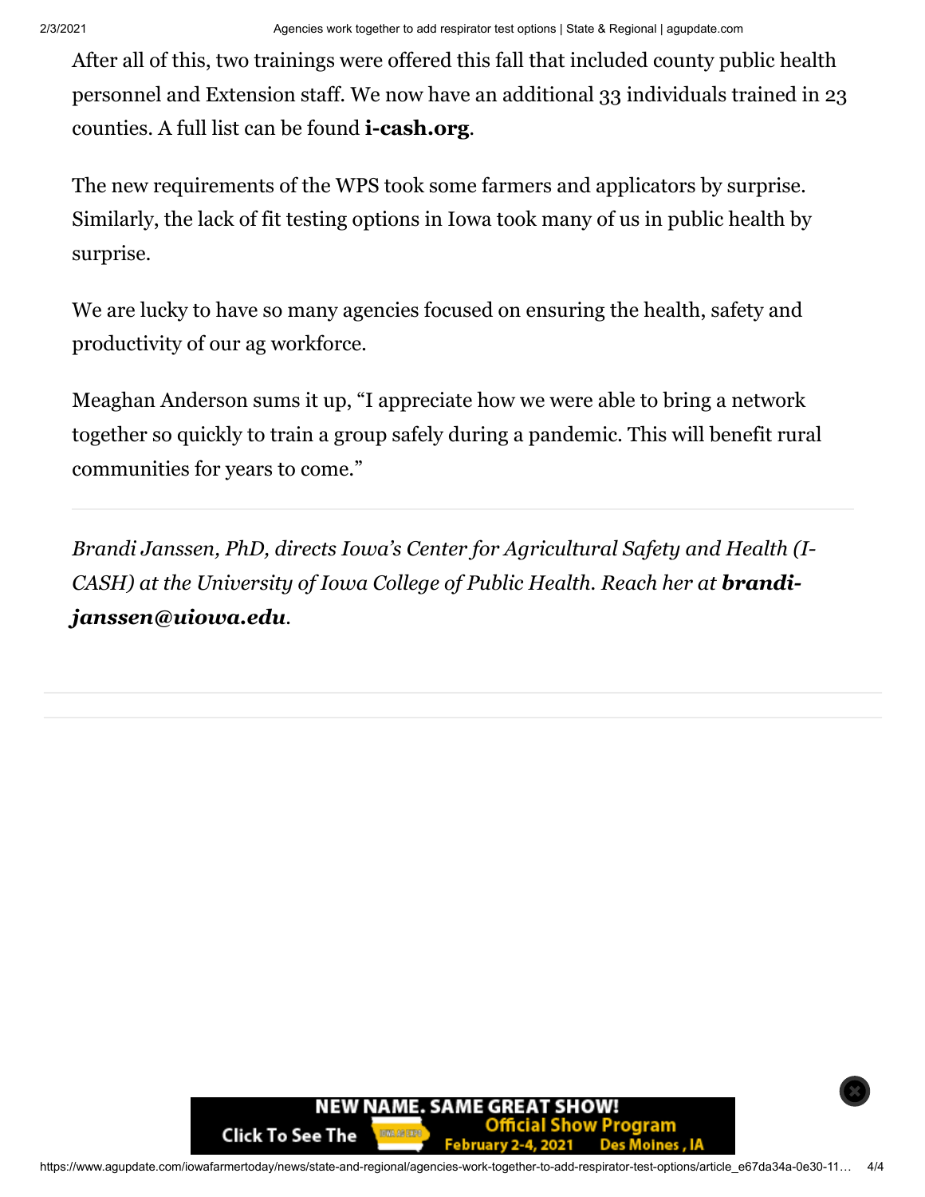After all of this, two trainings were offered this fall that included county public health personnel and Extension staff. We now have an additional 33 individuals trained in 23 counties. A full list can be found **i-cash.org**.

The new requirements of the WPS took some farmers and applicators by surprise. Similarly, the lack of fit testing options in Iowa took many of us in public health by surprise.

We are lucky to have so many agencies focused on ensuring the health, safety and productivity of our ag workforce.

Meaghan Anderson sums it up, "I appreciate how we were able to bring a network together so quickly to train a group safely during a pandemic. This will benefit rural communities for years to come."

---

*Brandi Janssen, PhD, directs Iowa's Center for Agricultural Safety and Health (I-CASH) at the University of Iowa College of Public Health. Reach her at **brandi-janssen@uiowa.edu**.*